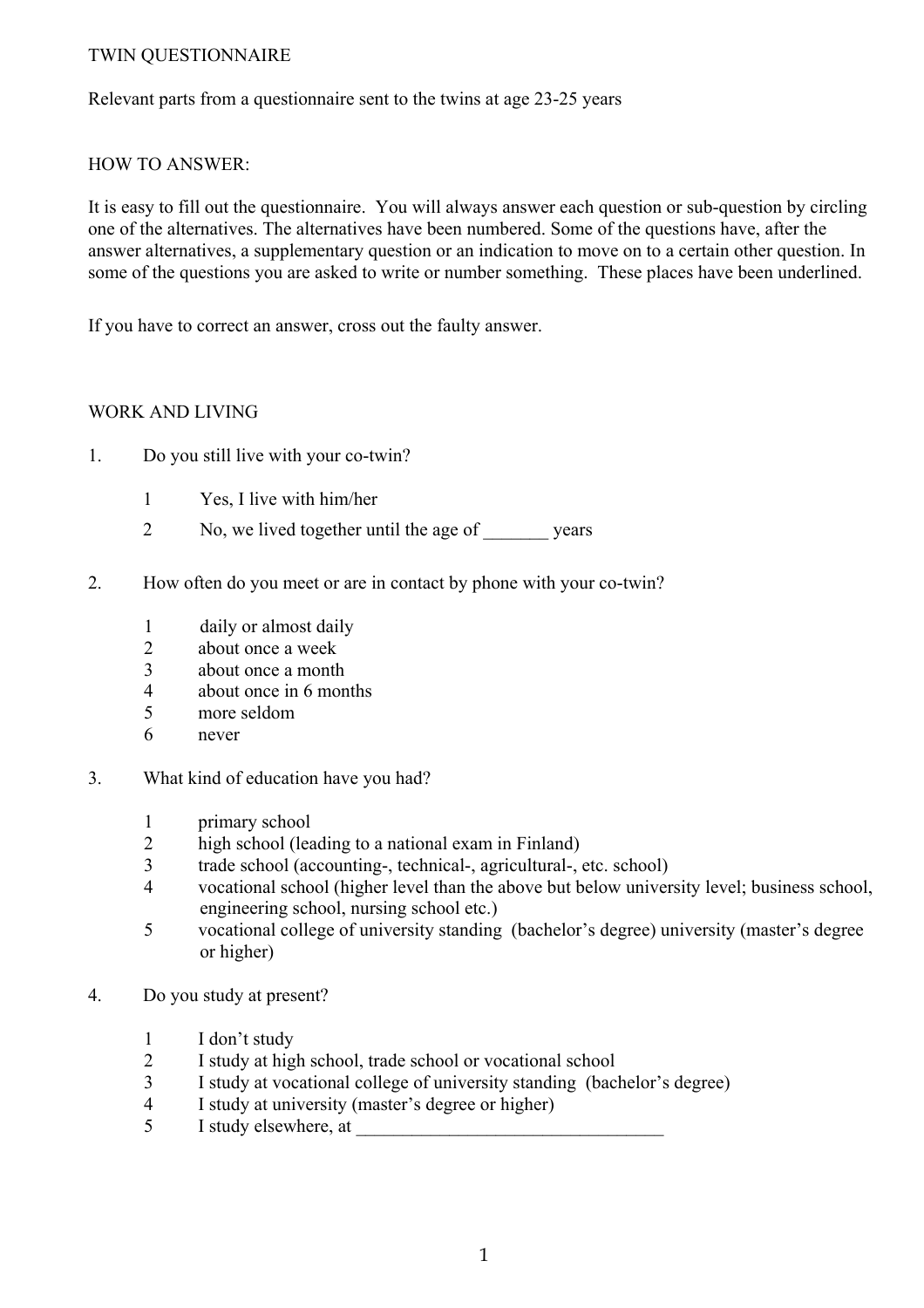# TWIN QUESTIONNAIRE

Relevant parts from a questionnaire sent to the twins at age 23-25 years

## HOW TO ANSWER:

It is easy to fill out the questionnaire. You will always answer each question or sub-question by circling one of the alternatives. The alternatives have been numbered. Some of the questions have, after the answer alternatives, a supplementary question or an indication to move on to a certain other question. In some of the questions you are asked to write or number something. These places have been underlined.

If you have to correct an answer, cross out the faulty answer.

## WORK AND LIVING

1. Do you still live with your co-twin?

   1 Yes, I live with him/her
   2 No, we lived together until the age of _______ years

2. How often do you meet or are in contact by phone with your co-twin?

   1 daily or almost daily
   2 about once a week
   3 about once a month
   4 about once in 6 months
   5 more seldom
   6 never

3. What kind of education have you had?

   1 primary school
   2 high school (leading to a national exam in Finland)
   3 trade school (accounting-, technical-, agricultural-, etc. school)
   4 vocational school (higher level than the above but below university level; business school, engineering school, nursing school etc.)
   5 vocational college of university standing (bachelor's degree) university (master's degree or higher)

4. Do you study at present?

   1 I don't study
   2 I study at high school, trade school or vocational school
   3 I study at vocational college of university standing (bachelor's degree)
   4 I study at university (master's degree or higher)
   5 I study elsewhere, at __________________________________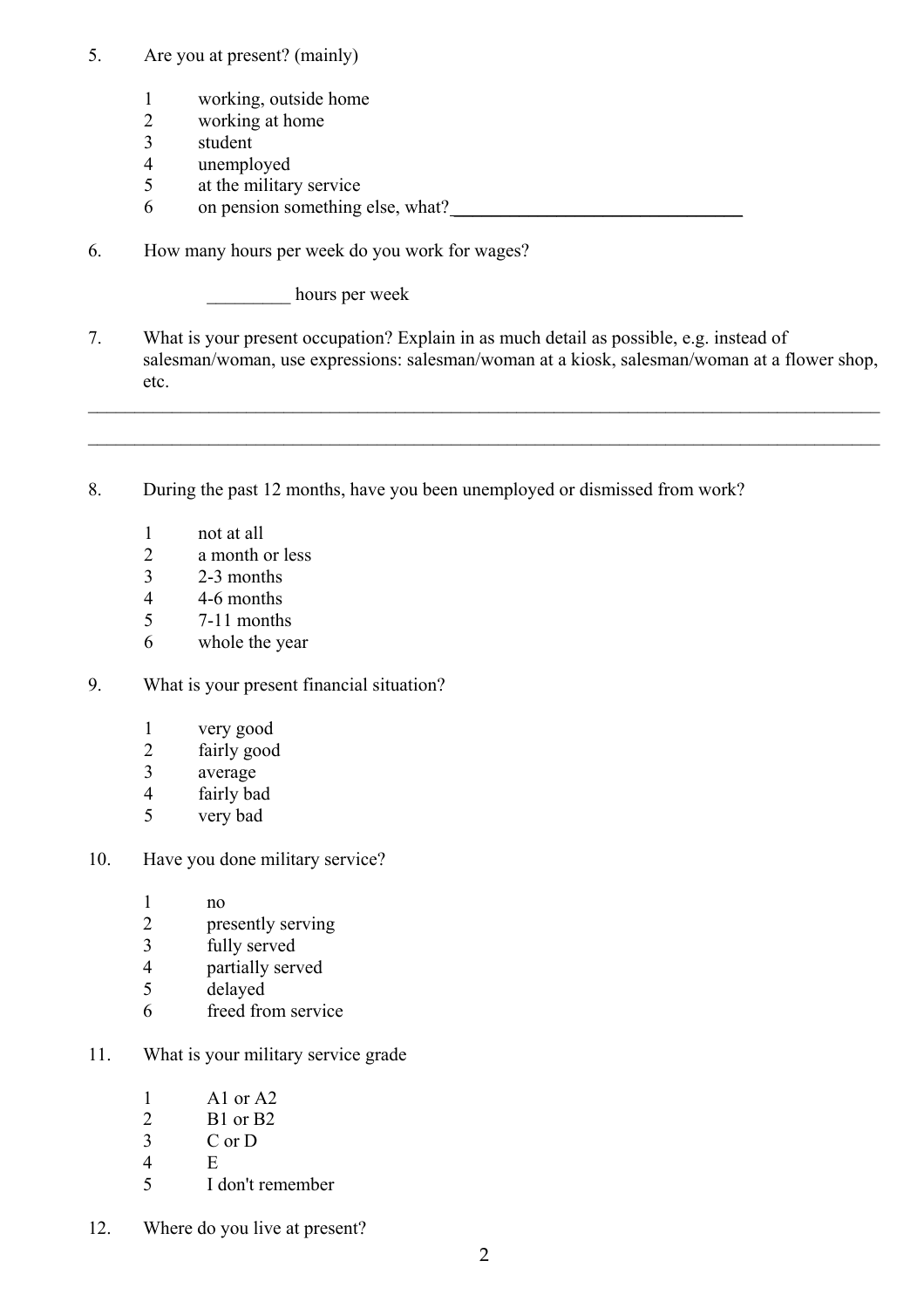5. Are you at present? (mainly)

 1 working, outside home
 2 working at home
 3 student
 4 unemployed
 5 at the military service
 6 on pension something else, what?________________________________

6. How many hours per week do you work for wages?

 _________ hours per week

7. What is your present occupation? Explain in as much detail as possible, e.g. instead of salesman/woman, use expressions: salesman/woman at a kiosk, salesman/woman at a flower shop, etc.

___________________________________________________________________________________

___________________________________________________________________________________

8. During the past 12 months, have you been unemployed or dismissed from work?

 1 not at all
 2 a month or less
 3 2-3 months
 4 4-6 months
 5 7-11 months
 6 whole the year

9. What is your present financial situation?

 1 very good
 2 fairly good
 3 average
 4 fairly bad
 5 very bad

10. Have you done military service?

 1 no
 2 presently serving
 3 fully served
 4 partially served
 5 delayed
 6 freed from service

11. What is your military service grade

 1 A1 or A2
 2 B1 or B2
 3 C or D
 4 E
 5 I don't remember

12. Where do you live at present?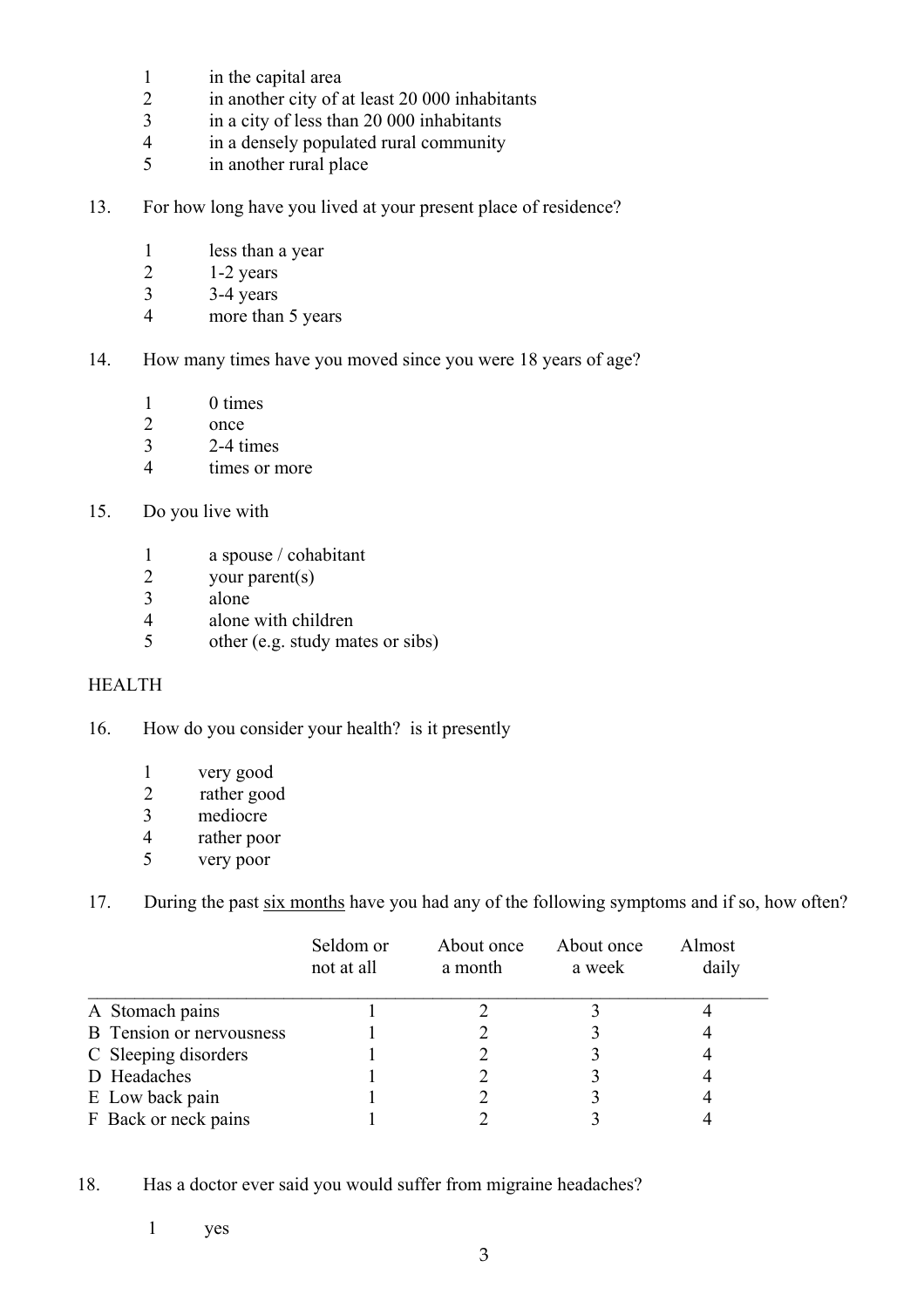1 in the capital area
2 in another city of at least 20 000 inhabitants
3 in a city of less than 20 000 inhabitants
4 in a densely populated rural community
5 in another rural place

13. For how long have you lived at your present place of residence?

1 less than a year
2 1-2 years
3 3-4 years
4 more than 5 years

14. How many times have you moved since you were 18 years of age?

1 0 times
2 once
3 2-4 times
4 times or more

15. Do you live with

1 a spouse / cohabitant
2 your parent(s)
3 alone
4 alone with children
5 other (e.g. study mates or sibs)

HEALTH

16. How do you consider your health? is it presently

1 very good
2 rather good
3 mediocre
4 rather poor
5 very poor

17. During the past <u>six months</u> have you had any of the following symptoms and if so, how often?

| | Seldom or not at all | About once a month | About once a week | Almost daily |
|---|---|---|---|---|
| A Stomach pains | 1 | 2 | 3 | 4 |
| B Tension or nervousness | 1 | 2 | 3 | 4 |
| C Sleeping disorders | 1 | 2 | 3 | 4 |
| D Headaches | 1 | 2 | 3 | 4 |
| E Low back pain | 1 | 2 | 3 | 4 |
| F Back or neck pains | 1 | 2 | 3 | 4 |

18. Has a doctor ever said you would suffer from migraine headaches?

1 yes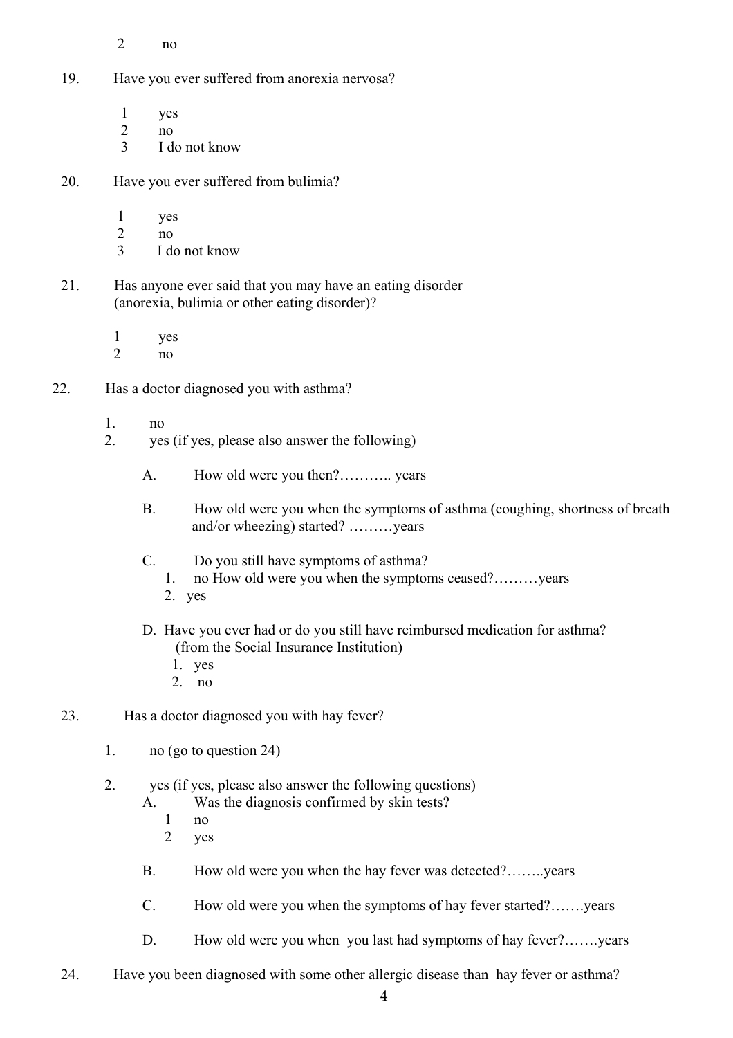2 no

19. Have you ever suffered from anorexia nervosa?

 1 yes
 2 no
 3 I do not know

20. Have you ever suffered from bulimia?

 1 yes
 2 no
 3 I do not know

21. Has anyone ever said that you may have an eating disorder (anorexia, bulimia or other eating disorder)?

 1 yes
 2 no

22. Has a doctor diagnosed you with asthma?

 1. no
 2. yes (if yes, please also answer the following)

 A. How old were you then?……….. years

 B. How old were you when the symptoms of asthma (coughing, shortness of breath and/or wheezing) started? ………years

 C. Do you still have symptoms of asthma?
  1. no How old were you when the symptoms ceased?………years
  2. yes

 D. Have you ever had or do you still have reimbursed medication for asthma? (from the Social Insurance Institution)
  1. yes
  2. no

23. Has a doctor diagnosed you with hay fever?

 1. no (go to question 24)

 2. yes (if yes, please also answer the following questions)
  A. Was the diagnosis confirmed by skin tests?
   1 no
   2 yes

  B. How old were you when the hay fever was detected?……..years

  C. How old were you when the symptoms of hay fever started?…….years

  D. How old were you when you last had symptoms of hay fever?…….years

24. Have you been diagnosed with some other allergic disease than hay fever or asthma?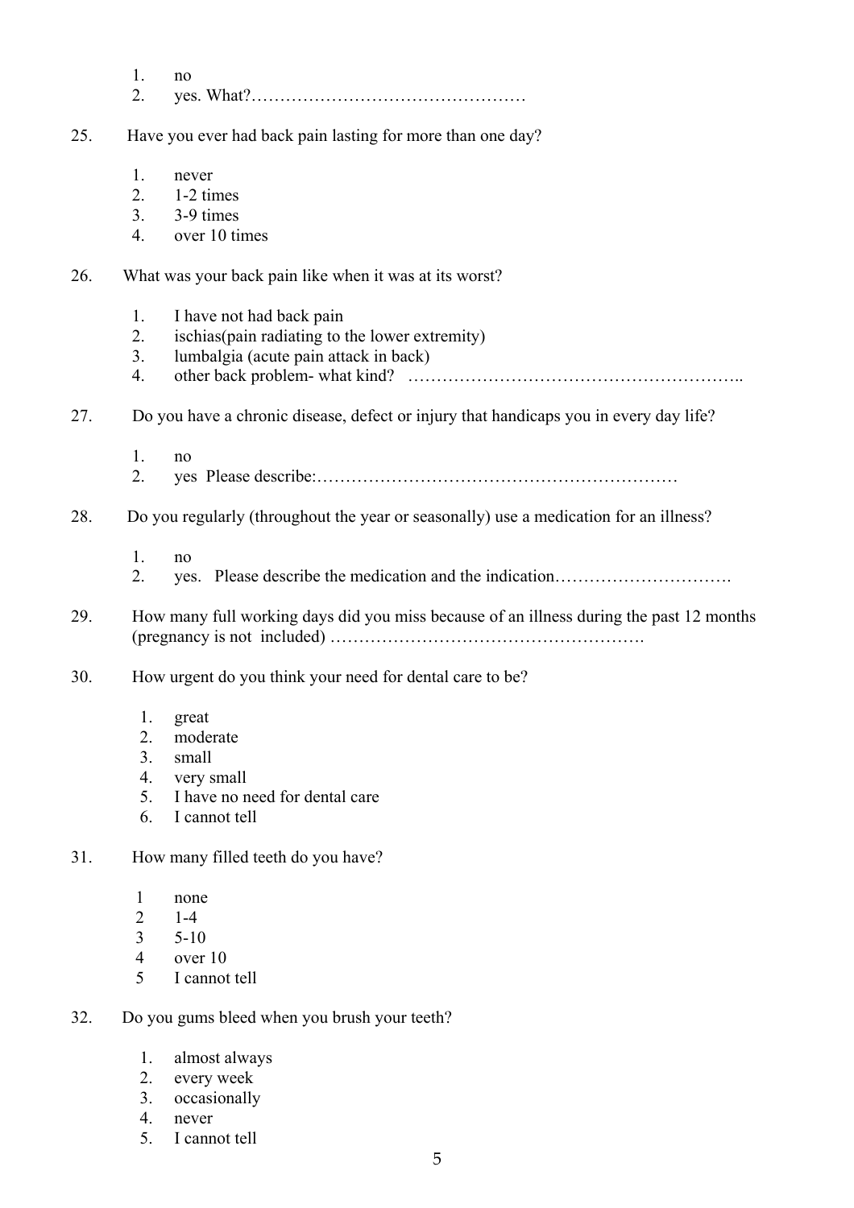1. no
2. yes. What?…………………………………………

25. Have you ever had back pain lasting for more than one day?

    1. never
    2. 1-2 times
    3. 3-9 times
    4. over 10 times

26. What was your back pain like when it was at its worst?

    1. I have not had back pain
    2. ischias(pain radiating to the lower extremity)
    3. lumbalgia (acute pain attack in back)
    4. other back problem- what kind? …………………………………………………..

27. Do you have a chronic disease, defect or injury that handicaps you in every day life?

    1. no
    2. yes Please describe:………………………………………………………

28. Do you regularly (throughout the year or seasonally) use a medication for an illness?

    1. no
    2. yes. Please describe the medication and the indication………………………….

29. How many full working days did you miss because of an illness during the past 12 months (pregnancy is not included) ……………………………………………….

30. How urgent do you think your need for dental care to be?

    1. great
    2. moderate
    3. small
    4. very small
    5. I have no need for dental care
    6. I cannot tell

31. How many filled teeth do you have?

    1 none
    2 1-4
    3 5-10
    4 over 10
    5 I cannot tell

32. Do you gums bleed when you brush your teeth?

    1. almost always
    2. every week
    3. occasionally
    4. never
    5. I cannot tell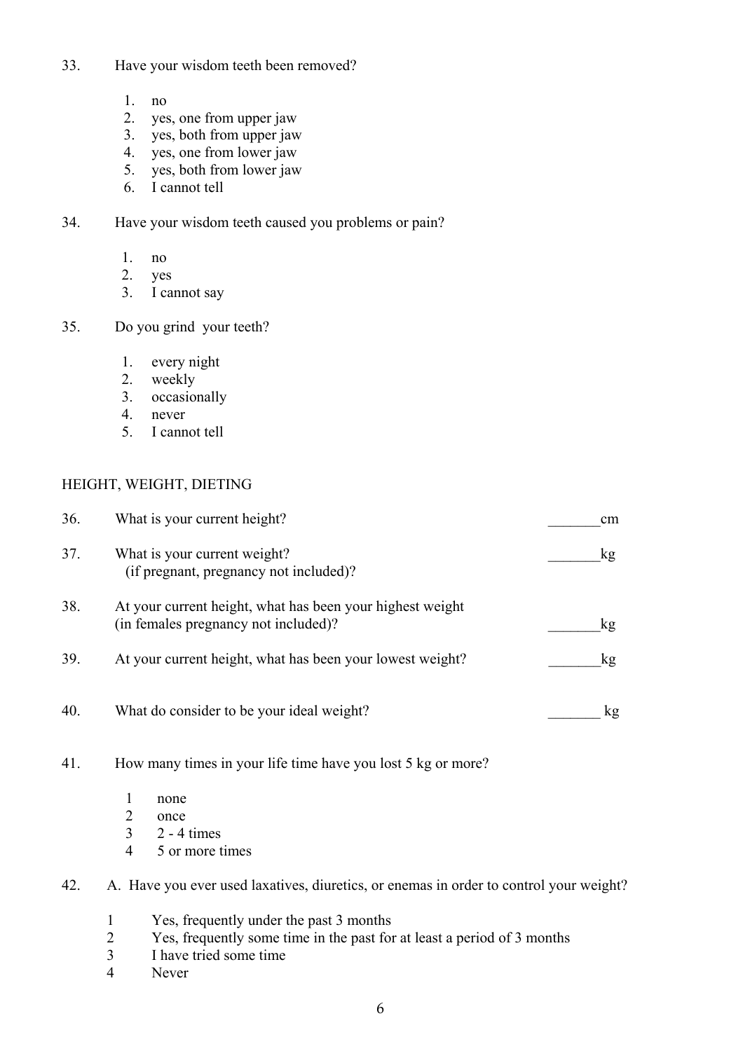33. Have your wisdom teeth been removed?

    1. no
    2. yes, one from upper jaw
    3. yes, both from upper jaw
    4. yes, one from lower jaw
    5. yes, both from lower jaw
    6. I cannot tell

34. Have your wisdom teeth caused you problems or pain?

    1. no
    2. yes
    3. I cannot say

35. Do you grind your teeth?

    1. every night
    2. weekly
    3. occasionally
    4. never
    5. I cannot tell

HEIGHT, WEIGHT, DIETING

36. What is your current height? _______cm

37. What is your current weight?
    (if pregnant, pregnancy not included)? _______kg

38. At your current height, what has been your highest weight
    (in females pregnancy not included)? _______kg

39. At your current height, what has been your lowest weight? _______kg

40. What do consider to be your ideal weight? _______ kg

41. How many times in your life time have you lost 5 kg or more?

    1 none
    2 once
    3 2 - 4 times
    4 5 or more times

42. A. Have you ever used laxatives, diuretics, or enemas in order to control your weight?

    1 Yes, frequently under the past 3 months
    2 Yes, frequently some time in the past for at least a period of 3 months
    3 I have tried some time
    4 Never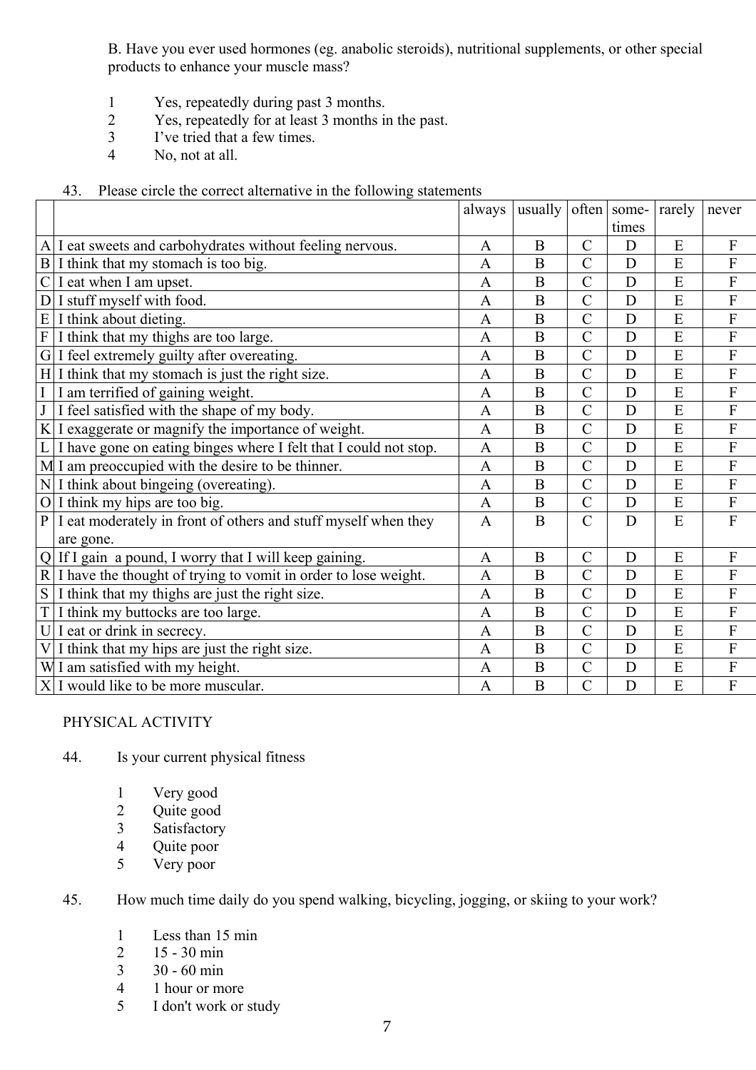B. Have you ever used hormones (eg. anabolic steroids), nutritional supplements, or other special products to enhance your muscle mass?

1 Yes, repeatedly during past 3 months.
2 Yes, repeatedly for at least 3 months in the past.
3 I've tried that a few times.
4 No, not at all.

43. Please circle the correct alternative in the following statements

| | | always | usually | often | some-times | rarely | never |
|---|---|---|---|---|---|---|---|
| A | I eat sweets and carbohydrates without feeling nervous. | A | B | C | D | E | F |
| B | I think that my stomach is too big. | A | B | C | D | E | F |
| C | I eat when I am upset. | A | B | C | D | E | F |
| D | I stuff myself with food. | A | B | C | D | E | F |
| E | I think about dieting. | A | B | C | D | E | F |
| F | I think that my thighs are too large. | A | B | C | D | E | F |
| G | I feel extremely guilty after overeating. | A | B | C | D | E | F |
| H | I think that my stomach is just the right size. | A | B | C | D | E | F |
| I | I am terrified of gaining weight. | A | B | C | D | E | F |
| J | I feel satisfied with the shape of my body. | A | B | C | D | E | F |
| K | I exaggerate or magnify the importance of weight. | A | B | C | D | E | F |
| L | I have gone on eating binges where I felt that I could not stop. | A | B | C | D | E | F |
| M | I am preoccupied with the desire to be thinner. | A | B | C | D | E | F |
| N | I think about bingeing (overeating). | A | B | C | D | E | F |
| O | I think my hips are too big. | A | B | C | D | E | F |
| P | I eat moderately in front of others and stuff myself when they are gone. | A | B | C | D | E | F |
| Q | If I gain a pound, I worry that I will keep gaining. | A | B | C | D | E | F |
| R | I have the thought of trying to vomit in order to lose weight. | A | B | C | D | E | F |
| S | I think that my thighs are just the right size. | A | B | C | D | E | F |
| T | I think my buttocks are too large. | A | B | C | D | E | F |
| U | I eat or drink in secrecy. | A | B | C | D | E | F |
| V | I think that my hips are just the right size. | A | B | C | D | E | F |
| W | I am satisfied with my height. | A | B | C | D | E | F |
| X | I would like to be more muscular. | A | B | C | D | E | F |

PHYSICAL ACTIVITY

44. Is your current physical fitness

1 Very good
2 Quite good
3 Satisfactory
4 Quite poor
5 Very poor

45. How much time daily do you spend walking, bicycling, jogging, or skiing to your work?

1 Less than 15 min
2 15 - 30 min
3 30 - 60 min
4 1 hour or more
5 I don't work or study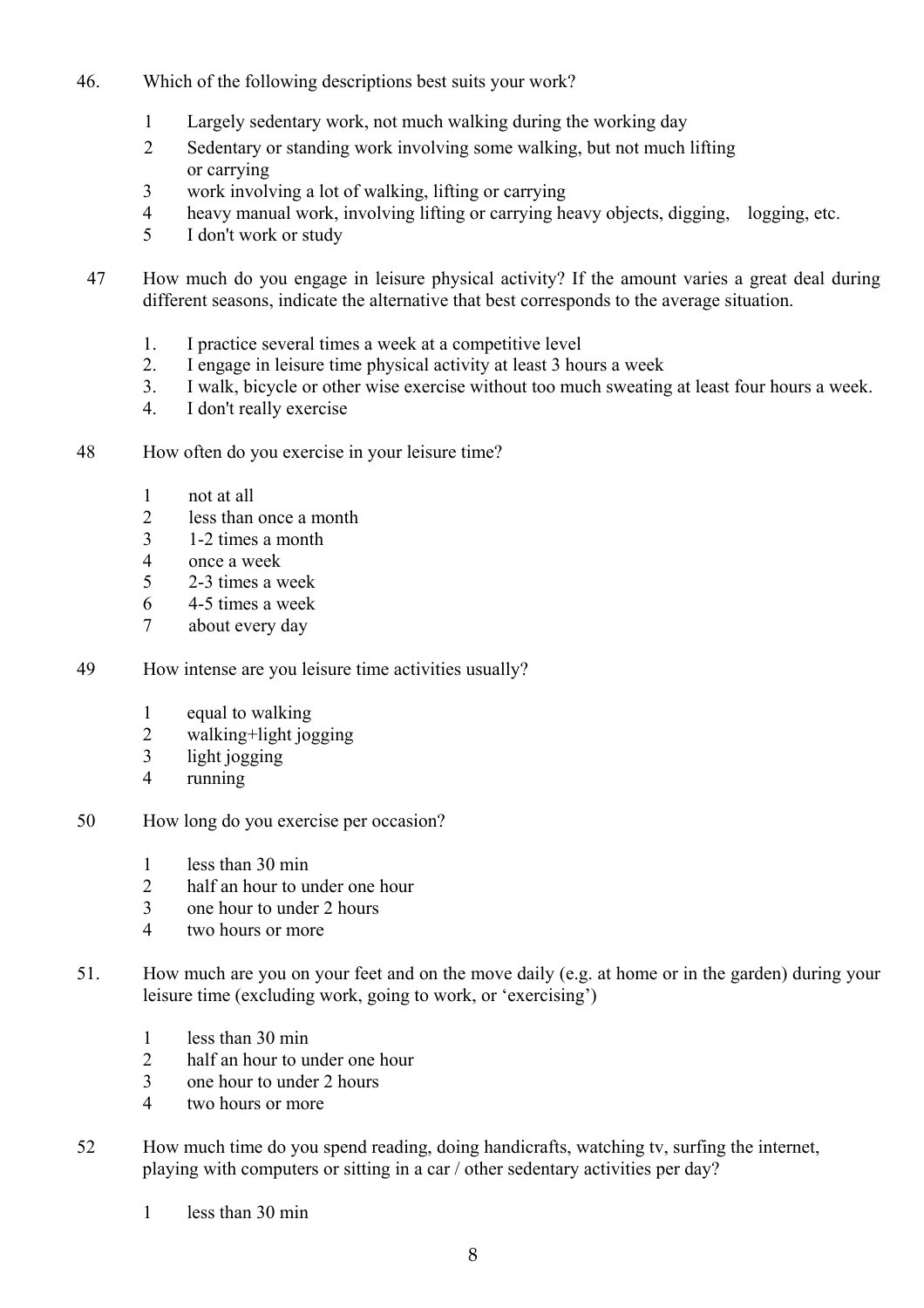46. Which of the following descriptions best suits your work?

    1 Largely sedentary work, not much walking during the working day
    2 Sedentary or standing work involving some walking, but not much lifting or carrying
    3 work involving a lot of walking, lifting or carrying
    4 heavy manual work, involving lifting or carrying heavy objects, digging, logging, etc.
    5 I don't work or study

47 How much do you engage in leisure physical activity? If the amount varies a great deal during different seasons, indicate the alternative that best corresponds to the average situation.

    1. I practice several times a week at a competitive level
    2. I engage in leisure time physical activity at least 3 hours a week
    3. I walk, bicycle or other wise exercise without too much sweating at least four hours a week.
    4. I don't really exercise

48 How often do you exercise in your leisure time?

    1 not at all
    2 less than once a month
    3 1-2 times a month
    4 once a week
    5 2-3 times a week
    6 4-5 times a week
    7 about every day

49 How intense are you leisure time activities usually?

    1 equal to walking
    2 walking+light jogging
    3 light jogging
    4 running

50 How long do you exercise per occasion?

    1 less than 30 min
    2 half an hour to under one hour
    3 one hour to under 2 hours
    4 two hours or more

51. How much are you on your feet and on the move daily (e.g. at home or in the garden) during your leisure time (excluding work, going to work, or 'exercising')

    1 less than 30 min
    2 half an hour to under one hour
    3 one hour to under 2 hours
    4 two hours or more

52 How much time do you spend reading, doing handicrafts, watching tv, surfing the internet, playing with computers or sitting in a car / other sedentary activities per day?

    1 less than 30 min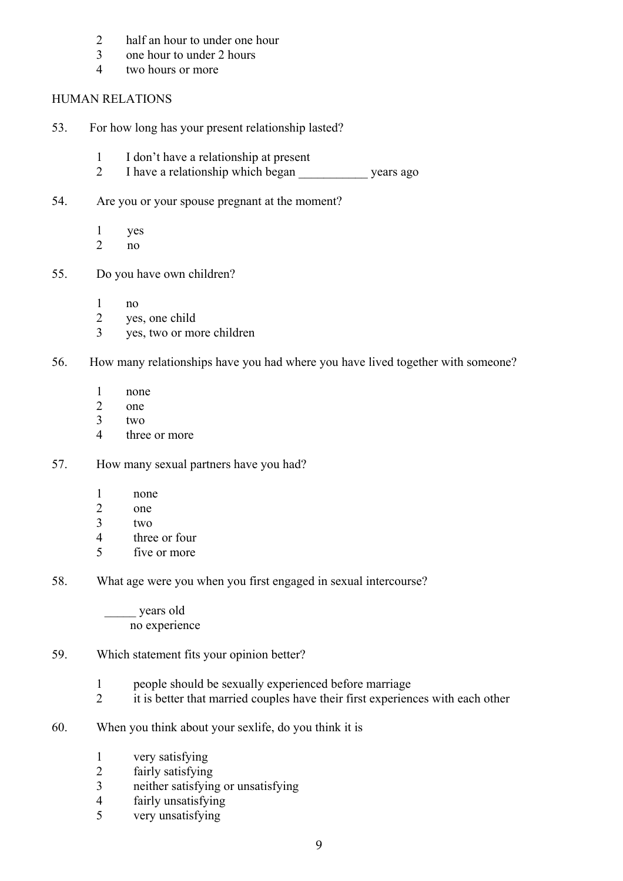2 half an hour to under one hour
3 one hour to under 2 hours
4 two hours or more

## HUMAN RELATIONS

53. For how long has your present relationship lasted?

1 I don't have a relationship at present
2 I have a relationship which began ___________ years ago

54. Are you or your spouse pregnant at the moment?

1 yes
2 no

55. Do you have own children?

1 no
2 yes, one child
3 yes, two or more children

56. How many relationships have you had where you have lived together with someone?

1 none
2 one
3 two
4 three or more

57. How many sexual partners have you had?

1 none
2 one
3 two
4 three or four
5 five or more

58. What age were you when you first engaged in sexual intercourse?

_____ years old
no experience

59. Which statement fits your opinion better?

1 people should be sexually experienced before marriage
2 it is better that married couples have their first experiences with each other

60. When you think about your sexlife, do you think it is

1 very satisfying
2 fairly satisfying
3 neither satisfying or unsatisfying
4 fairly unsatisfying
5 very unsatisfying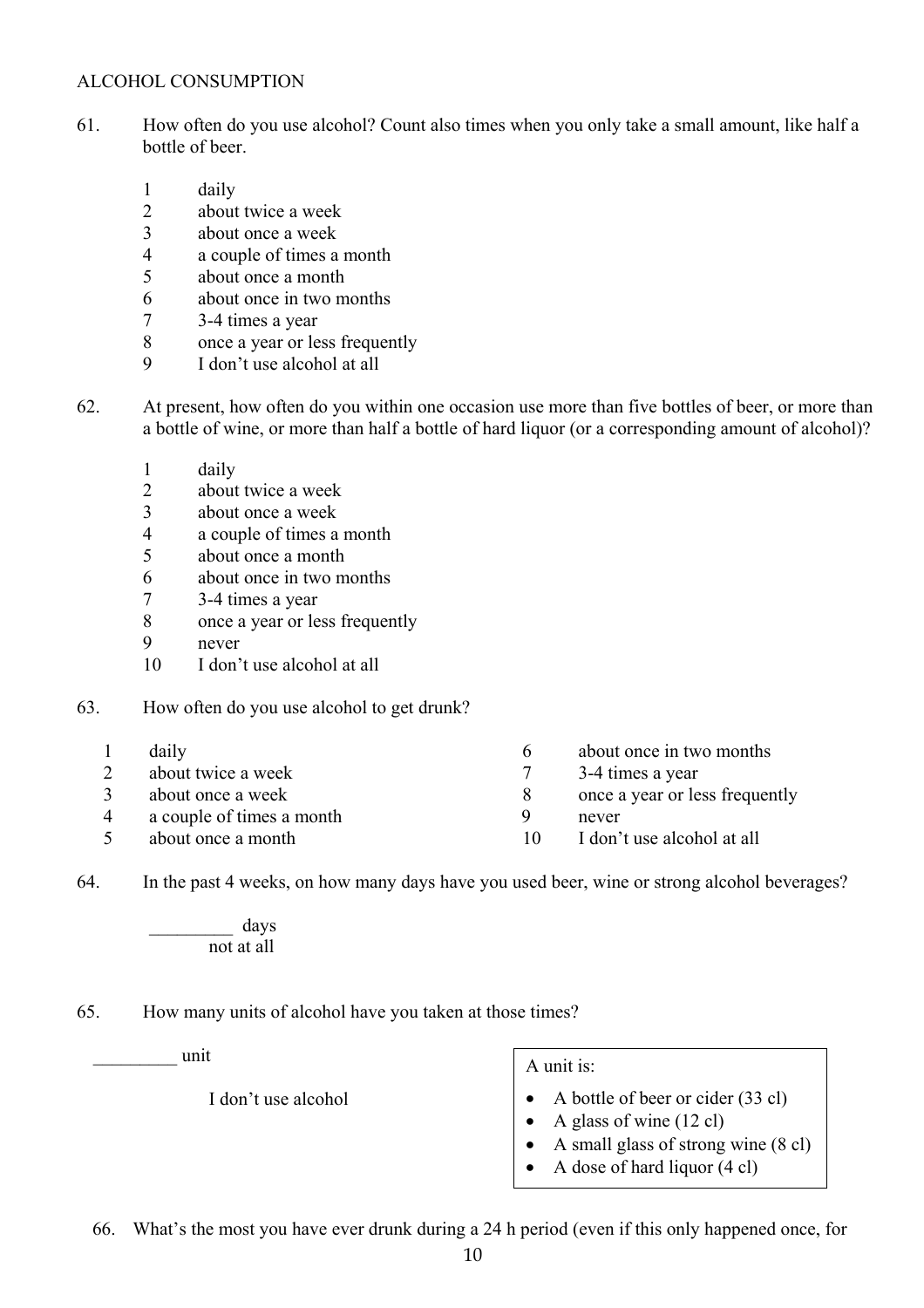ALCOHOL CONSUMPTION

61. How often do you use alcohol? Count also times when you only take a small amount, like half a bottle of beer.

    1 daily
    2 about twice a week
    3 about once a week
    4 a couple of times a month
    5 about once a month
    6 about once in two months
    7 3-4 times a year
    8 once a year or less frequently
    9 I don't use alcohol at all

62. At present, how often do you within one occasion use more than five bottles of beer, or more than a bottle of wine, or more than half a bottle of hard liquor (or a corresponding amount of alcohol)?

    1 daily
    2 about twice a week
    3 about once a week
    4 a couple of times a month
    5 about once a month
    6 about once in two months
    7 3-4 times a year
    8 once a year or less frequently
    9 never
    10 I don't use alcohol at all

63. How often do you use alcohol to get drunk?

    1 daily
    2 about twice a week
    3 about once a week
    4 a couple of times a month
    5 about once a month
    6 about once in two months
    7 3-4 times a year
    8 once a year or less frequently
    9 never
    10 I don't use alcohol at all

64. In the past 4 weeks, on how many days have you used beer, wine or strong alcohol beverages?

    _________ days
    not at all

65. How many units of alcohol have you taken at those times?

    _________ unit

    I don't use alcohol

A unit is:

- A bottle of beer or cider (33 cl)
- A glass of wine (12 cl)
- A small glass of strong wine (8 cl)
- A dose of hard liquor (4 cl)

66. What's the most you have ever drunk during a 24 h period (even if this only happened once, for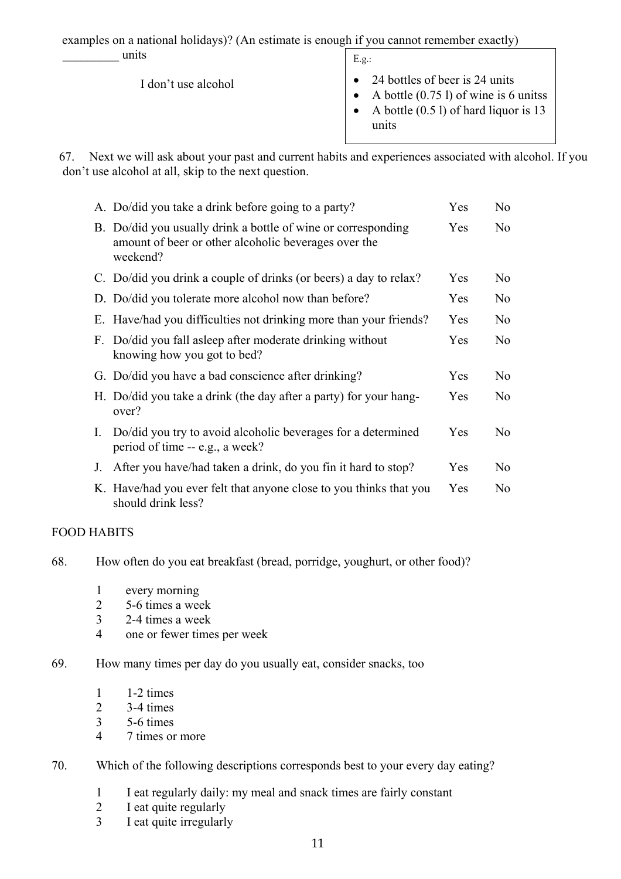examples on a national holidays)? (An estimate is enough if you cannot remember exactly)

_________ units

I don't use alcohol

E.g.:

- 24 bottles of beer is 24 units
- A bottle (0.75 l) of wine is 6 unitss
- A bottle (0.5 l) of hard liquor is 13 units

67. Next we will ask about your past and current habits and experiences associated with alcohol. If you don't use alcohol at all, skip to the next question.

| | | | |
|---|---|---|---|
| A. | Do/did you take a drink before going to a party? | Yes | No |
| B. | Do/did you usually drink a bottle of wine or corresponding amount of beer or other alcoholic beverages over the weekend? | Yes | No |
| C. | Do/did you drink a couple of drinks (or beers) a day to relax? | Yes | No |
| D. | Do/did you tolerate more alcohol now than before? | Yes | No |
| E. | Have/had you difficulties not drinking more than your friends? | Yes | No |
| F. | Do/did you fall asleep after moderate drinking without knowing how you got to bed? | Yes | No |
| G. | Do/did you have a bad conscience after drinking? | Yes | No |
| H. | Do/did you take a drink (the day after a party) for your hang-over? | Yes | No |
| I. | Do/did you try to avoid alcoholic beverages for a determined period of time -- e.g., a week? | Yes | No |
| J. | After you have/had taken a drink, do you fin it hard to stop? | Yes | No |
| K. | Have/had you ever felt that anyone close to you thinks that you should drink less? | Yes | No |

FOOD HABITS

68. How often do you eat breakfast (bread, porridge, youghurt, or other food)?

1 every morning
2 5-6 times a week
3 2-4 times a week
4 one or fewer times per week

69. How many times per day do you usually eat, consider snacks, too

1 1-2 times
2 3-4 times
3 5-6 times
4 7 times or more

70. Which of the following descriptions corresponds best to your every day eating?

1 I eat regularly daily: my meal and snack times are fairly constant
2 I eat quite regularly
3 I eat quite irregularly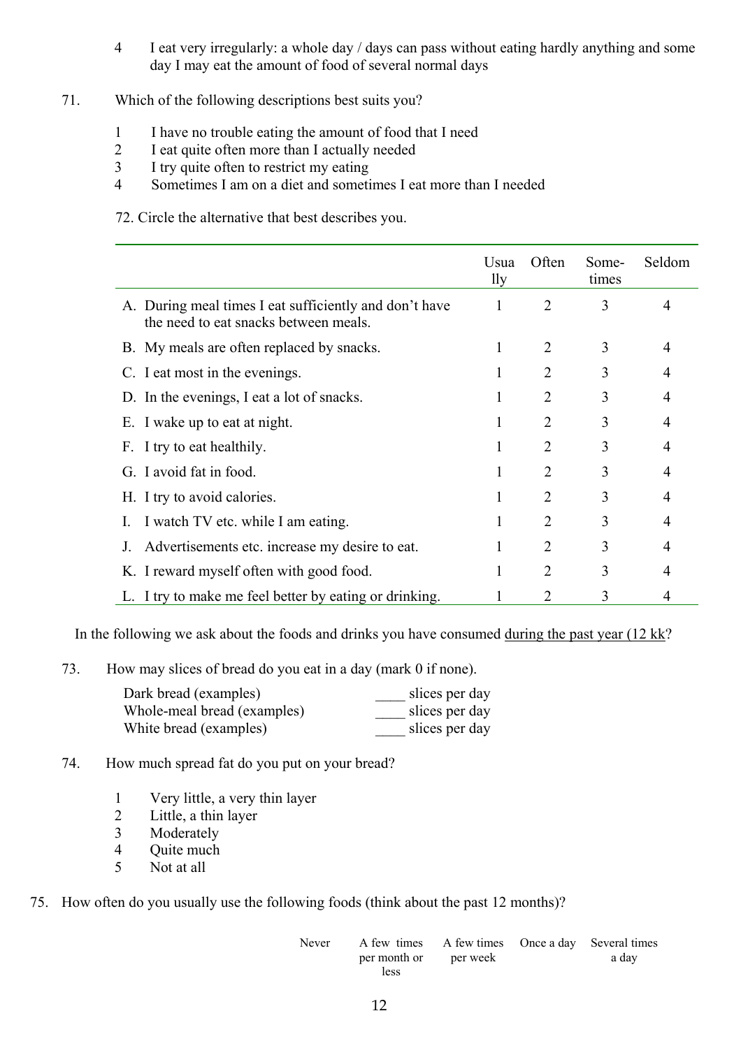4 I eat very irregularly: a whole day / days can pass without eating hardly anything and some day I may eat the amount of food of several normal days

71. Which of the following descriptions best suits you?

1 I have no trouble eating the amount of food that I need
2 I eat quite often more than I actually needed
3 I try quite often to restrict my eating
4 Sometimes I am on a diet and sometimes I eat more than I needed

72. Circle the alternative that best describes you.

| | Usua lly | Often | Some-times | Seldom |
|---|---|---|---|---|
| A. During meal times I eat sufficiently and don't have the need to eat snacks between meals. | 1 | 2 | 3 | 4 |
| B. My meals are often replaced by snacks. | 1 | 2 | 3 | 4 |
| C. I eat most in the evenings. | 1 | 2 | 3 | 4 |
| D. In the evenings, I eat a lot of snacks. | 1 | 2 | 3 | 4 |
| E. I wake up to eat at night. | 1 | 2 | 3 | 4 |
| F. I try to eat healthily. | 1 | 2 | 3 | 4 |
| G. I avoid fat in food. | 1 | 2 | 3 | 4 |
| H. I try to avoid calories. | 1 | 2 | 3 | 4 |
| I. I watch TV etc. while I am eating. | 1 | 2 | 3 | 4 |
| J. Advertisements etc. increase my desire to eat. | 1 | 2 | 3 | 4 |
| K. I reward myself often with good food. | 1 | 2 | 3 | 4 |
| L. I try to make me feel better by eating or drinking. | 1 | 2 | 3 | 4 |

In the following we ask about the foods and drinks you have consumed <u>during the past year (12 kk</u>?

73. How may slices of bread do you eat in a day (mark 0 if none).

Dark bread (examples) ____ slices per day
Whole-meal bread (examples) ____ slices per day
White bread (examples) ____ slices per day

74. How much spread fat do you put on your bread?

1 Very little, a very thin layer
2 Little, a thin layer
3 Moderately
4 Quite much
5 Not at all

75. How often do you usually use the following foods (think about the past 12 months)?

| | Never | A few times per month or less | A few times per week | Once a day | Several times a day |
|---|---|---|---|---|---|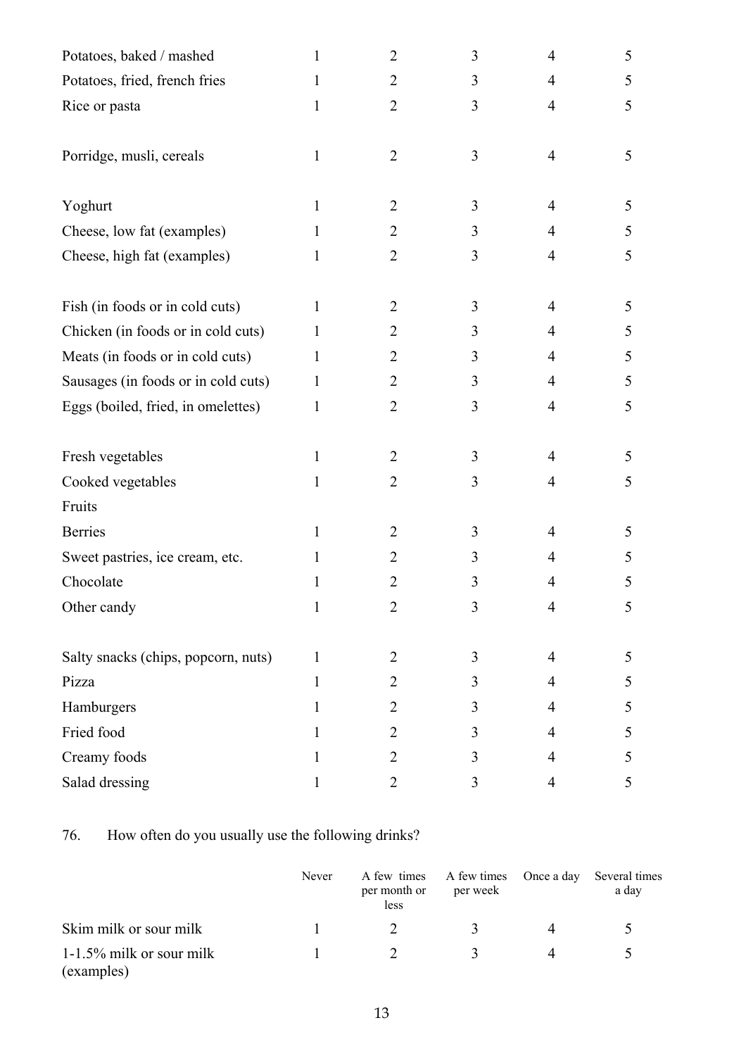| | | | | | |
|---|---|---|---|---|---|
| Potatoes, baked / mashed | 1 | 2 | 3 | 4 | 5 |
| Potatoes, fried, french fries | 1 | 2 | 3 | 4 | 5 |
| Rice or pasta | 1 | 2 | 3 | 4 | 5 |
| Porridge, musli, cereals | 1 | 2 | 3 | 4 | 5 |
| Yoghurt | 1 | 2 | 3 | 4 | 5 |
| Cheese, low fat (examples) | 1 | 2 | 3 | 4 | 5 |
| Cheese, high fat (examples) | 1 | 2 | 3 | 4 | 5 |
| Fish (in foods or in cold cuts) | 1 | 2 | 3 | 4 | 5 |
| Chicken (in foods or in cold cuts) | 1 | 2 | 3 | 4 | 5 |
| Meats (in foods or in cold cuts) | 1 | 2 | 3 | 4 | 5 |
| Sausages (in foods or in cold cuts) | 1 | 2 | 3 | 4 | 5 |
| Eggs (boiled, fried, in omelettes) | 1 | 2 | 3 | 4 | 5 |
| Fresh vegetables | 1 | 2 | 3 | 4 | 5 |
| Cooked vegetables | 1 | 2 | 3 | 4 | 5 |
| Fruits | | | | | |
| Berries | 1 | 2 | 3 | 4 | 5 |
| Sweet pastries, ice cream, etc. | 1 | 2 | 3 | 4 | 5 |
| Chocolate | 1 | 2 | 3 | 4 | 5 |
| Other candy | 1 | 2 | 3 | 4 | 5 |
| Salty snacks (chips, popcorn, nuts) | 1 | 2 | 3 | 4 | 5 |
| Pizza | 1 | 2 | 3 | 4 | 5 |
| Hamburgers | 1 | 2 | 3 | 4 | 5 |
| Fried food | 1 | 2 | 3 | 4 | 5 |
| Creamy foods | 1 | 2 | 3 | 4 | 5 |
| Salad dressing | 1 | 2 | 3 | 4 | 5 |

76. How often do you usually use the following drinks?

| | Never | A few times per month or less | A few times per week | Once a day | Several times a day |
|---|---|---|---|---|---|
| Skim milk or sour milk | 1 | 2 | 3 | 4 | 5 |
| 1-1.5% milk or sour milk (examples) | 1 | 2 | 3 | 4 | 5 |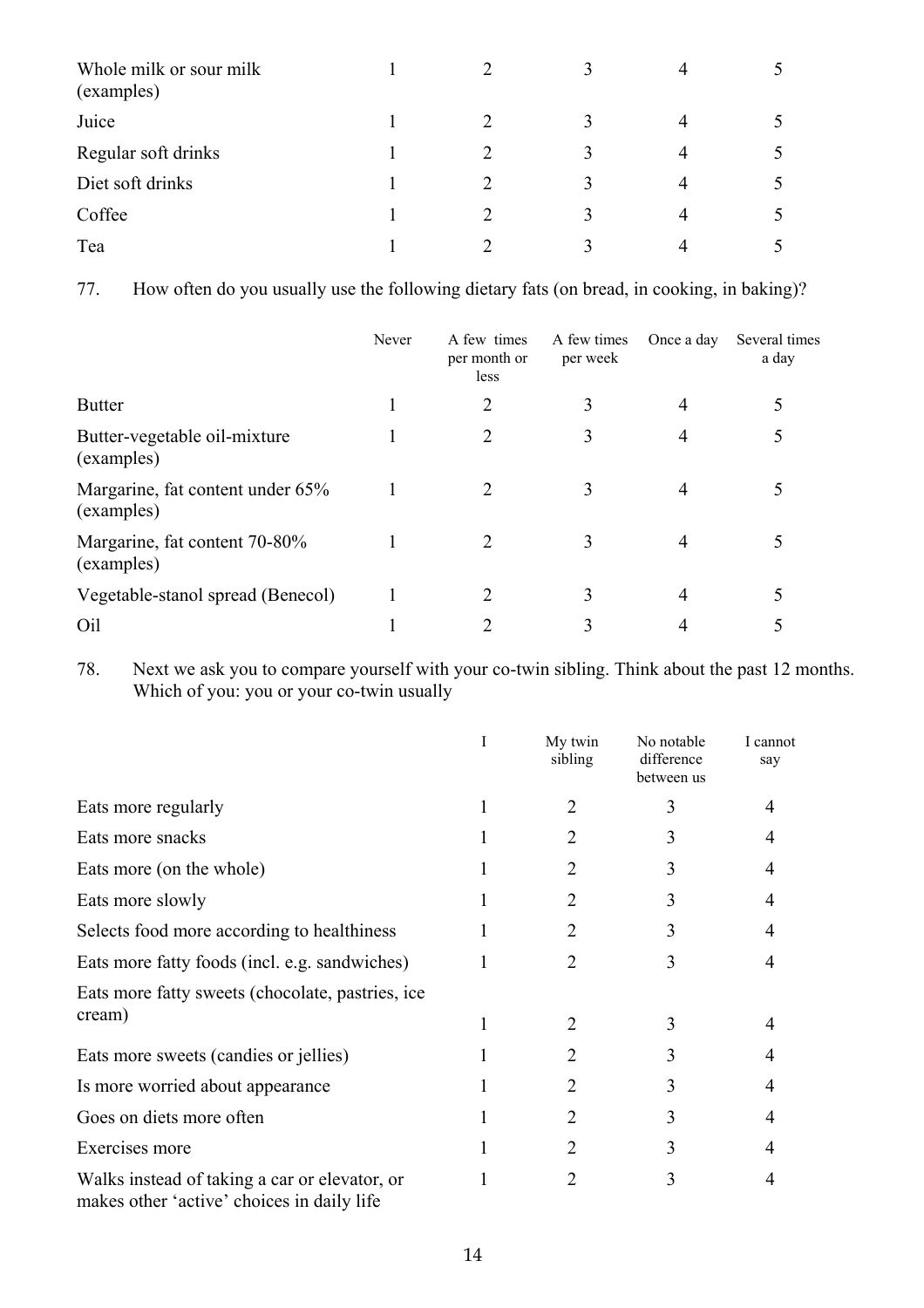| | | | | | |
|---|---|---|---|---|---|
| Whole milk or sour milk (examples) | 1 | 2 | 3 | 4 | 5 |
| Juice | 1 | 2 | 3 | 4 | 5 |
| Regular soft drinks | 1 | 2 | 3 | 4 | 5 |
| Diet soft drinks | 1 | 2 | 3 | 4 | 5 |
| Coffee | 1 | 2 | 3 | 4 | 5 |
| Tea | 1 | 2 | 3 | 4 | 5 |

77. How often do you usually use the following dietary fats (on bread, in cooking, in baking)?

| | Never | A few times per month or less | A few times per week | Once a day | Several times a day |
|---|---|---|---|---|---|
| Butter | 1 | 2 | 3 | 4 | 5 |
| Butter-vegetable oil-mixture (examples) | 1 | 2 | 3 | 4 | 5 |
| Margarine, fat content under 65% (examples) | 1 | 2 | 3 | 4 | 5 |
| Margarine, fat content 70-80% (examples) | 1 | 2 | 3 | 4 | 5 |
| Vegetable-stanol spread (Benecol) | 1 | 2 | 3 | 4 | 5 |
| Oil | 1 | 2 | 3 | 4 | 5 |

78. Next we ask you to compare yourself with your co-twin sibling. Think about the past 12 months. Which of you: you or your co-twin usually

| | I | My twin sibling | No notable difference between us | I cannot say |
|---|---|---|---|---|
| Eats more regularly | 1 | 2 | 3 | 4 |
| Eats more snacks | 1 | 2 | 3 | 4 |
| Eats more (on the whole) | 1 | 2 | 3 | 4 |
| Eats more slowly | 1 | 2 | 3 | 4 |
| Selects food more according to healthiness | 1 | 2 | 3 | 4 |
| Eats more fatty foods (incl. e.g. sandwiches) | 1 | 2 | 3 | 4 |
| Eats more fatty sweets (chocolate, pastries, ice cream) | 1 | 2 | 3 | 4 |
| Eats more sweets (candies or jellies) | 1 | 2 | 3 | 4 |
| Is more worried about appearance | 1 | 2 | 3 | 4 |
| Goes on diets more often | 1 | 2 | 3 | 4 |
| Exercises more | 1 | 2 | 3 | 4 |
| Walks instead of taking a car or elevator, or makes other 'active' choices in daily life | 1 | 2 | 3 | 4 |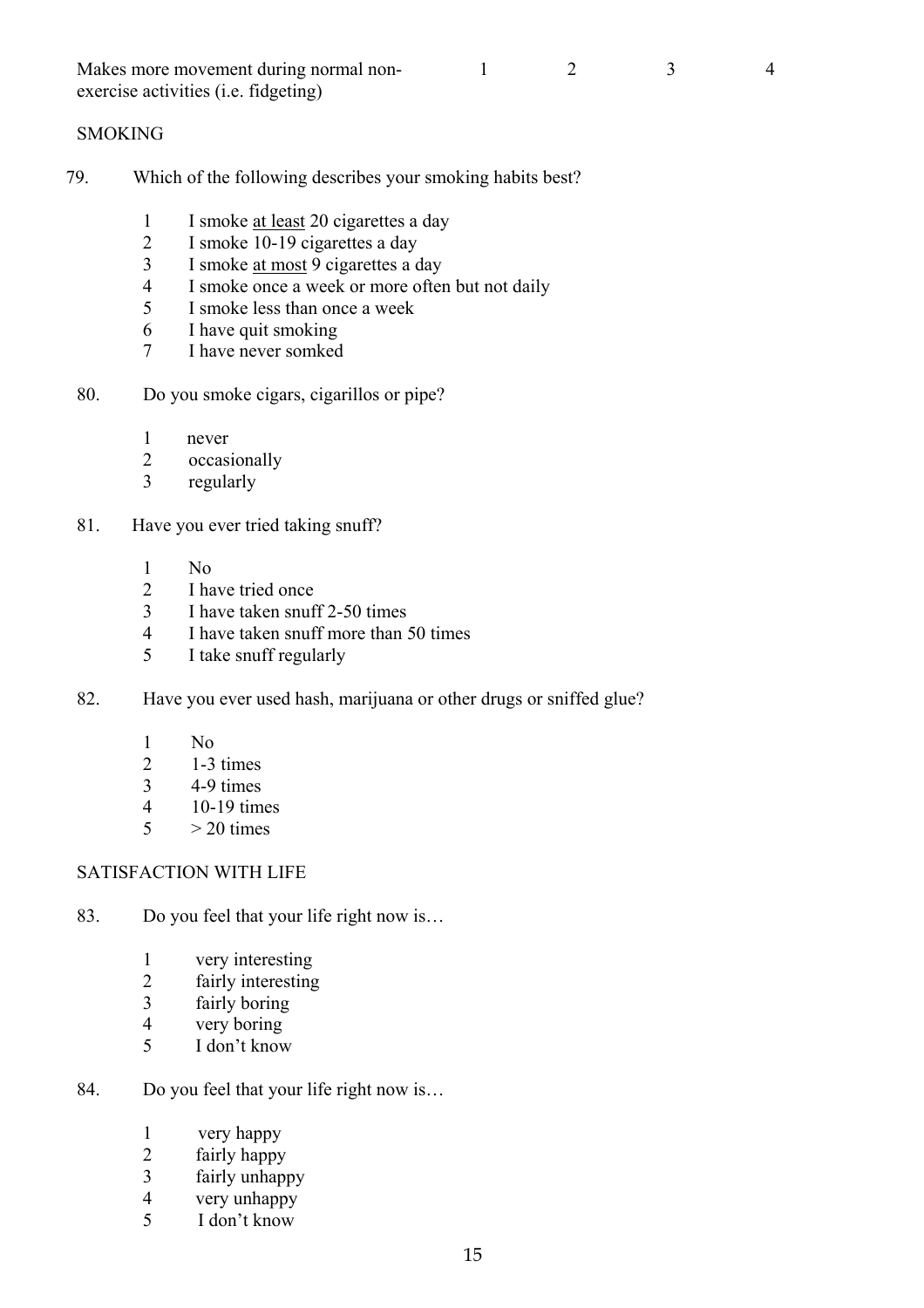| | | | | |
|---|---|---|---|---|
| Makes more movement during normal non-exercise activities (i.e. fidgeting) | 1 | 2 | 3 | 4 |

SMOKING

79. Which of the following describes your smoking habits best?

1 I smoke <u>at least</u> 20 cigarettes a day
2 I smoke 10-19 cigarettes a day
3 I smoke <u>at most</u> 9 cigarettes a day
4 I smoke once a week or more often but not daily
5 I smoke less than once a week
6 I have quit smoking
7 I have never somked

80. Do you smoke cigars, cigarillos or pipe?

1 never
2 occasionally
3 regularly

81. Have you ever tried taking snuff?

1 No
2 I have tried once
3 I have taken snuff 2-50 times
4 I have taken snuff more than 50 times
5 I take snuff regularly

82. Have you ever used hash, marijuana or other drugs or sniffed glue?

1 No
2 1-3 times
3 4-9 times
4 10-19 times
5 > 20 times

SATISFACTION WITH LIFE

83. Do you feel that your life right now is…

1 very interesting
2 fairly interesting
3 fairly boring
4 very boring
5 I don't know

84. Do you feel that your life right now is…

1 very happy
2 fairly happy
3 fairly unhappy
4 very unhappy
5 I don't know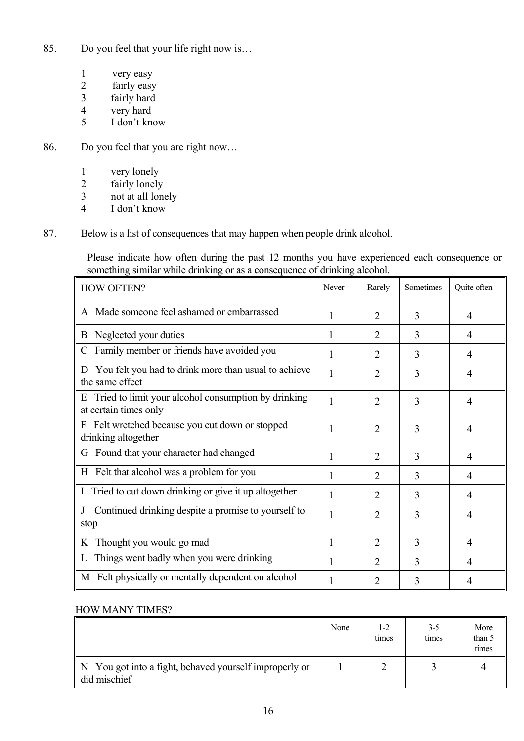85. Do you feel that your life right now is…

1 very easy
2 fairly easy
3 fairly hard
4 very hard
5 I don't know

86. Do you feel that you are right now…

1 very lonely
2 fairly lonely
3 not at all lonely
4 I don't know

87. Below is a list of consequences that may happen when people drink alcohol.

Please indicate how often during the past 12 months you have experienced each consequence or something similar while drinking or as a consequence of drinking alcohol.

| HOW OFTEN? | Never | Rarely | Sometimes | Quite often |
|---|---|---|---|---|
| A Made someone feel ashamed or embarrassed | 1 | 2 | 3 | 4 |
| B Neglected your duties | 1 | 2 | 3 | 4 |
| C Family member or friends have avoided you | 1 | 2 | 3 | 4 |
| D You felt you had to drink more than usual to achieve the same effect | 1 | 2 | 3 | 4 |
| E Tried to limit your alcohol consumption by drinking at certain times only | 1 | 2 | 3 | 4 |
| F Felt wretched because you cut down or stopped drinking altogether | 1 | 2 | 3 | 4 |
| G Found that your character had changed | 1 | 2 | 3 | 4 |
| H Felt that alcohol was a problem for you | 1 | 2 | 3 | 4 |
| I Tried to cut down drinking or give it up altogether | 1 | 2 | 3 | 4 |
| J Continued drinking despite a promise to yourself to stop | 1 | 2 | 3 | 4 |
| K Thought you would go mad | 1 | 2 | 3 | 4 |
| L Things went badly when you were drinking | 1 | 2 | 3 | 4 |
| M Felt physically or mentally dependent on alcohol | 1 | 2 | 3 | 4 |

HOW MANY TIMES?

| | None | 1-2 times | 3-5 times | More than 5 times |
|---|---|---|---|---|
| N You got into a fight, behaved yourself improperly or did mischief | 1 | 2 | 3 | 4 |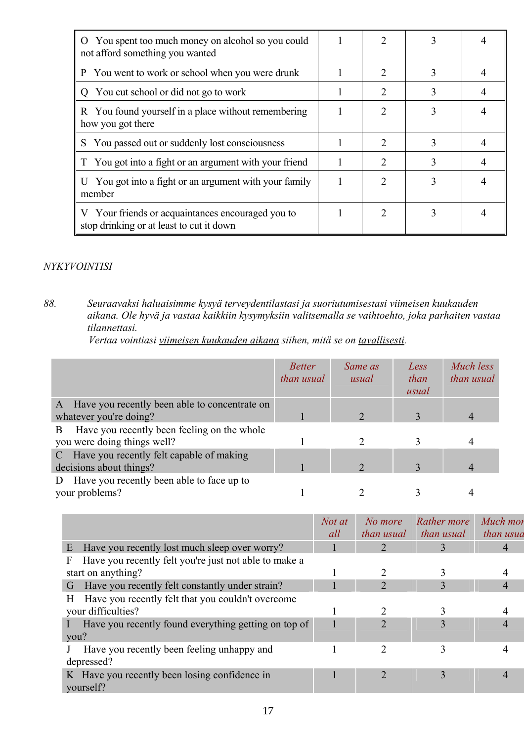| | | | | |
|---|---|---|---|---|
| O You spent too much money on alcohol so you could not afford something you wanted | 1 | 2 | 3 | 4 |
| P You went to work or school when you were drunk | 1 | 2 | 3 | 4 |
| Q You cut school or did not go to work | 1 | 2 | 3 | 4 |
| R You found yourself in a place without remembering how you got there | 1 | 2 | 3 | 4 |
| S You passed out or suddenly lost consciousness | 1 | 2 | 3 | 4 |
| T You got into a fight or an argument with your friend | 1 | 2 | 3 | 4 |
| U You got into a fight or an argument with your family member | 1 | 2 | 3 | 4 |
| V Your friends or acquaintances encouraged you to stop drinking or at least to cut it down | 1 | 2 | 3 | 4 |

*NYKYVOINTISI*

88. *Seuraavaksi haluaisimme kysyä terveydentilastasi ja suoriutumisestasi viimeisen kuukauden aikana. Ole hyvä ja vastaa kaikkiin kysymyksiin valitsemalla se vaihtoehto, joka parhaiten vastaa tilannettasi.*
*Vertaa vointiasi viimeisen kuukauden aikana siihen, mitä se on tavallisesti.*

| | *Better than usual* | *Same as usual* | *Less than usual* | *Much less than usual* |
|---|---|---|---|---|
| A Have you recently been able to concentrate on whatever you're doing? | 1 | 2 | 3 | 4 |
| B Have you recently been feeling on the whole you were doing things well? | 1 | 2 | 3 | 4 |
| C Have you recently felt capable of making decisions about things? | 1 | 2 | 3 | 4 |
| D Have you recently been able to face up to your problems? | 1 | 2 | 3 | 4 |

| | *Not at all* | *No more than usual* | *Rather more than usual* | *Much more than usual* |
|---|---|---|---|---|
| E Have you recently lost much sleep over worry? | 1 | 2 | 3 | 4 |
| F Have you recently felt you're just not able to make a start on anything? | 1 | 2 | 3 | 4 |
| G Have you recently felt constantly under strain? | 1 | 2 | 3 | 4 |
| H Have you recently felt that you couldn't overcome your difficulties? | 1 | 2 | 3 | 4 |
| I Have you recently found everything getting on top of you? | 1 | 2 | 3 | 4 |
| J Have you recently been feeling unhappy and depressed? | 1 | 2 | 3 | 4 |
| K Have you recently been losing confidence in yourself? | 1 | 2 | 3 | 4 |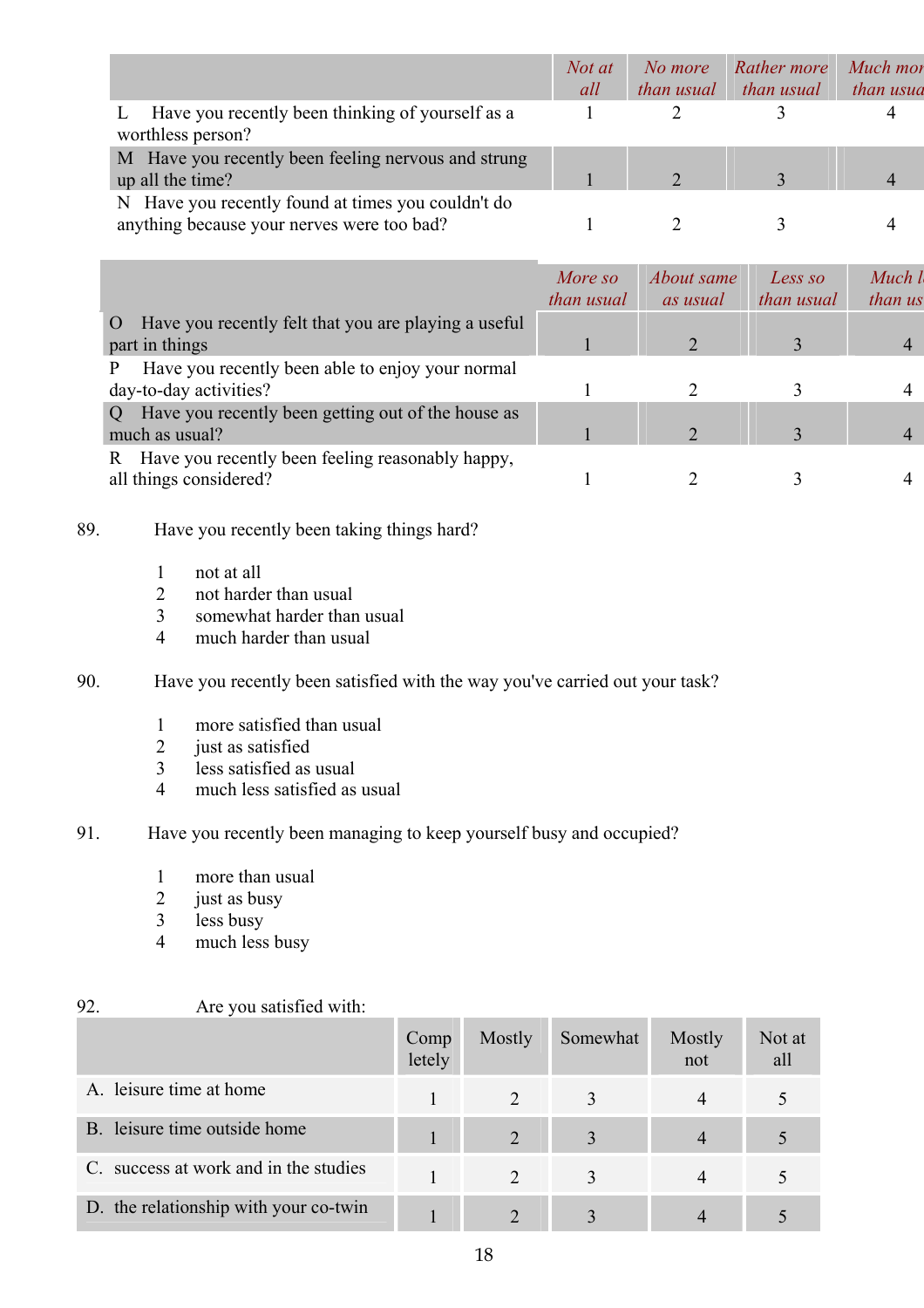| | Not at all | No more than usual | Rather more than usual | Much more than usual |
|---|---|---|---|---|
| L Have you recently been thinking of yourself as a worthless person? | 1 | 2 | 3 | 4 |
| M Have you recently been feeling nervous and strung up all the time? | 1 | 2 | 3 | 4 |
| N Have you recently found at times you couldn't do anything because your nerves were too bad? | 1 | 2 | 3 | 4 |

| | More so than usual | About same as usual | Less so than usual | Much less than usual |
|---|---|---|---|---|
| O Have you recently felt that you are playing a useful part in things | 1 | 2 | 3 | 4 |
| P Have you recently been able to enjoy your normal day-to-day activities? | 1 | 2 | 3 | 4 |
| Q Have you recently been getting out of the house as much as usual? | 1 | 2 | 3 | 4 |
| R Have you recently been feeling reasonably happy, all things considered? | 1 | 2 | 3 | 4 |

89. Have you recently been taking things hard?

1 not at all
2 not harder than usual
3 somewhat harder than usual
4 much harder than usual

90. Have you recently been satisfied with the way you've carried out your task?

1 more satisfied than usual
2 just as satisfied
3 less satisfied as usual
4 much less satisfied as usual

91. Have you recently been managing to keep yourself busy and occupied?

1 more than usual
2 just as busy
3 less busy
4 much less busy

92. Are you satisfied with:

| | Completely | Mostly | Somewhat | Mostly not | Not at all |
|---|---|---|---|---|---|
| A. leisure time at home | 1 | 2 | 3 | 4 | 5 |
| B. leisure time outside home | 1 | 2 | 3 | 4 | 5 |
| C. success at work and in the studies | 1 | 2 | 3 | 4 | 5 |
| D. the relationship with your co-twin | 1 | 2 | 3 | 4 | 5 |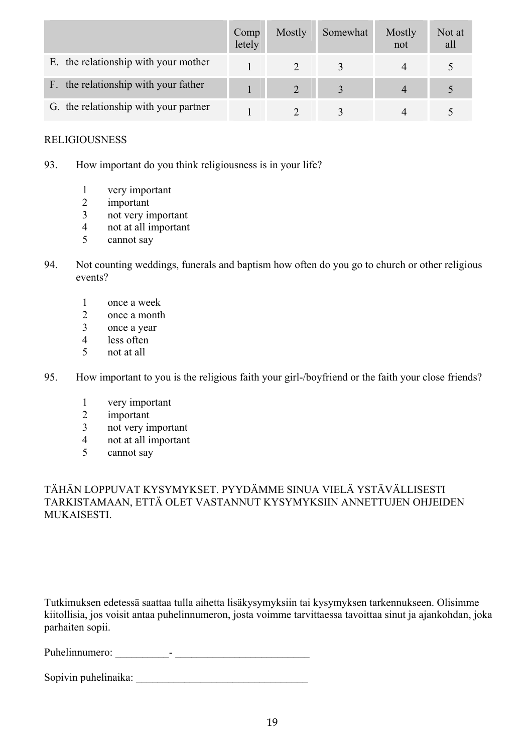| | Completely | Mostly | Somewhat | Mostly not | Not at all |
|---|---|---|---|---|---|
| E. the relationship with your mother | 1 | 2 | 3 | 4 | 5 |
| F. the relationship with your father | 1 | 2 | 3 | 4 | 5 |
| G. the relationship with your partner | 1 | 2 | 3 | 4 | 5 |

RELIGIOUSNESS

93. How important do you think religiousness is in your life?

1 very important
2 important
3 not very important
4 not at all important
5 cannot say

94. Not counting weddings, funerals and baptism how often do you go to church or other religious events?

1 once a week
2 once a month
3 once a year
4 less often
5 not at all

95. How important to you is the religious faith your girl-/boyfriend or the faith your close friends?

1 very important
2 important
3 not very important
4 not at all important
5 cannot say

TÄHÄN LOPPUVAT KYSYMYKSET. PYYDÄMME SINUA VIELÄ YSTÄVÄLLISESTI TARKISTAMAAN, ETTÄ OLET VASTANNUT KYSYMYKSIIN ANNETTUJEN OHJEIDEN MUKAISESTI.

Tutkimuksen edetessä saattaa tulla aihetta lisäkysymyksiin tai kysymyksen tarkennukseen. Olisimme kiitollisia, jos voisit antaa puhelinnumeron, josta voimme tarvittaessa tavoittaa sinut ja ajankohdan, joka parhaiten sopii.

Puhelinnumero: __________- _________________________

Sopivin puhelinaika: ________________________________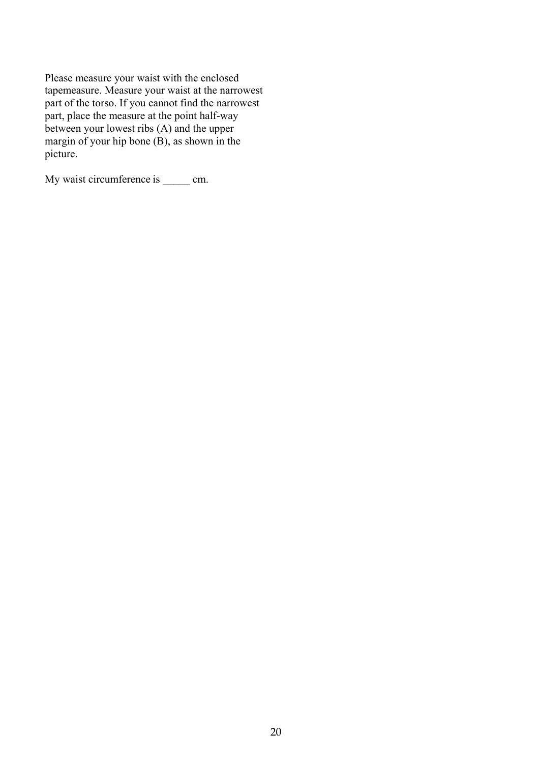Please measure your waist with the enclosed tapemeasure. Measure your waist at the narrowest part of the torso. If you cannot find the narrowest part, place the measure at the point half-way between your lowest ribs (A) and the upper margin of your hip bone (B), as shown in the picture.

My waist circumference is _____ cm.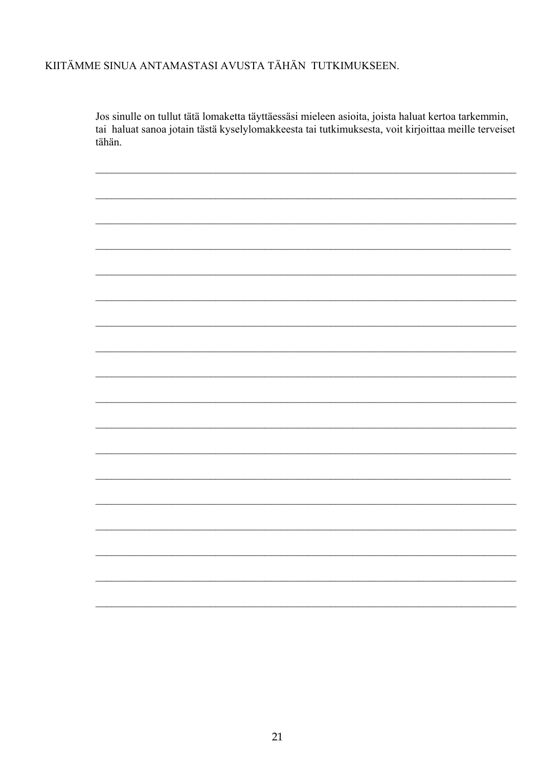KIITÄMME SINUA ANTAMASTASI AVUSTA TÄHÄN TUTKIMUKSEEN.

Jos sinulle on tullut tätä lomaketta täyttäessäsi mieleen asioita, joista haluat kertoa tarkemmin, tai haluat sanoa jotain tästä kyselylomakkeesta tai tutkimuksesta, voit kirjoittaa meille terveiset tähän.

\_\_\_\_\_\_\_\_\_\_\_\_\_\_\_\_\_\_\_\_\_\_\_\_\_\_\_\_\_\_\_\_\_\_\_\_\_\_\_\_\_\_\_\_\_\_\_\_\_\_\_\_\_\_\_\_\_\_\_\_\_\_\_\_\_\_\_\_\_\_\_\_\_\_\_\_\_\_

\_\_\_\_\_\_\_\_\_\_\_\_\_\_\_\_\_\_\_\_\_\_\_\_\_\_\_\_\_\_\_\_\_\_\_\_\_\_\_\_\_\_\_\_\_\_\_\_\_\_\_\_\_\_\_\_\_\_\_\_\_\_\_\_\_\_\_\_\_\_\_\_\_\_\_\_\_\_

\_\_\_\_\_\_\_\_\_\_\_\_\_\_\_\_\_\_\_\_\_\_\_\_\_\_\_\_\_\_\_\_\_\_\_\_\_\_\_\_\_\_\_\_\_\_\_\_\_\_\_\_\_\_\_\_\_\_\_\_\_\_\_\_\_\_\_\_\_\_\_\_\_\_\_\_\_\_

\_\_\_\_\_\_\_\_\_\_\_\_\_\_\_\_\_\_\_\_\_\_\_\_\_\_\_\_\_\_\_\_\_\_\_\_\_\_\_\_\_\_\_\_\_\_\_\_\_\_\_\_\_\_\_\_\_\_\_\_\_\_\_\_\_\_\_\_\_\_\_\_\_\_\_\_\_

\_\_\_\_\_\_\_\_\_\_\_\_\_\_\_\_\_\_\_\_\_\_\_\_\_\_\_\_\_\_\_\_\_\_\_\_\_\_\_\_\_\_\_\_\_\_\_\_\_\_\_\_\_\_\_\_\_\_\_\_\_\_\_\_\_\_\_\_\_\_\_\_\_\_\_\_\_\_

\_\_\_\_\_\_\_\_\_\_\_\_\_\_\_\_\_\_\_\_\_\_\_\_\_\_\_\_\_\_\_\_\_\_\_\_\_\_\_\_\_\_\_\_\_\_\_\_\_\_\_\_\_\_\_\_\_\_\_\_\_\_\_\_\_\_\_\_\_\_\_\_\_\_\_\_\_\_

\_\_\_\_\_\_\_\_\_\_\_\_\_\_\_\_\_\_\_\_\_\_\_\_\_\_\_\_\_\_\_\_\_\_\_\_\_\_\_\_\_\_\_\_\_\_\_\_\_\_\_\_\_\_\_\_\_\_\_\_\_\_\_\_\_\_\_\_\_\_\_\_\_\_\_\_\_\_

\_\_\_\_\_\_\_\_\_\_\_\_\_\_\_\_\_\_\_\_\_\_\_\_\_\_\_\_\_\_\_\_\_\_\_\_\_\_\_\_\_\_\_\_\_\_\_\_\_\_\_\_\_\_\_\_\_\_\_\_\_\_\_\_\_\_\_\_\_\_\_\_\_\_\_\_\_\_

\_\_\_\_\_\_\_\_\_\_\_\_\_\_\_\_\_\_\_\_\_\_\_\_\_\_\_\_\_\_\_\_\_\_\_\_\_\_\_\_\_\_\_\_\_\_\_\_\_\_\_\_\_\_\_\_\_\_\_\_\_\_\_\_\_\_\_\_\_\_\_\_\_\_\_\_\_\_

\_\_\_\_\_\_\_\_\_\_\_\_\_\_\_\_\_\_\_\_\_\_\_\_\_\_\_\_\_\_\_\_\_\_\_\_\_\_\_\_\_\_\_\_\_\_\_\_\_\_\_\_\_\_\_\_\_\_\_\_\_\_\_\_\_\_\_\_\_\_\_\_\_\_\_\_\_\_

\_\_\_\_\_\_\_\_\_\_\_\_\_\_\_\_\_\_\_\_\_\_\_\_\_\_\_\_\_\_\_\_\_\_\_\_\_\_\_\_\_\_\_\_\_\_\_\_\_\_\_\_\_\_\_\_\_\_\_\_\_\_\_\_\_\_\_\_\_\_\_\_\_\_\_\_\_\_

\_\_\_\_\_\_\_\_\_\_\_\_\_\_\_\_\_\_\_\_\_\_\_\_\_\_\_\_\_\_\_\_\_\_\_\_\_\_\_\_\_\_\_\_\_\_\_\_\_\_\_\_\_\_\_\_\_\_\_\_\_\_\_\_\_\_\_\_\_\_\_\_\_\_\_\_\_\_

\_\_\_\_\_\_\_\_\_\_\_\_\_\_\_\_\_\_\_\_\_\_\_\_\_\_\_\_\_\_\_\_\_\_\_\_\_\_\_\_\_\_\_\_\_\_\_\_\_\_\_\_\_\_\_\_\_\_\_\_\_\_\_\_\_\_\_\_\_\_\_\_\_\_\_\_\_

\_\_\_\_\_\_\_\_\_\_\_\_\_\_\_\_\_\_\_\_\_\_\_\_\_\_\_\_\_\_\_\_\_\_\_\_\_\_\_\_\_\_\_\_\_\_\_\_\_\_\_\_\_\_\_\_\_\_\_\_\_\_\_\_\_\_\_\_\_\_\_\_\_\_\_\_\_\_

\_\_\_\_\_\_\_\_\_\_\_\_\_\_\_\_\_\_\_\_\_\_\_\_\_\_\_\_\_\_\_\_\_\_\_\_\_\_\_\_\_\_\_\_\_\_\_\_\_\_\_\_\_\_\_\_\_\_\_\_\_\_\_\_\_\_\_\_\_\_\_\_\_\_\_\_\_\_

\_\_\_\_\_\_\_\_\_\_\_\_\_\_\_\_\_\_\_\_\_\_\_\_\_\_\_\_\_\_\_\_\_\_\_\_\_\_\_\_\_\_\_\_\_\_\_\_\_\_\_\_\_\_\_\_\_\_\_\_\_\_\_\_\_\_\_\_\_\_\_\_\_\_\_\_\_\_

\_\_\_\_\_\_\_\_\_\_\_\_\_\_\_\_\_\_\_\_\_\_\_\_\_\_\_\_\_\_\_\_\_\_\_\_\_\_\_\_\_\_\_\_\_\_\_\_\_\_\_\_\_\_\_\_\_\_\_\_\_\_\_\_\_\_\_\_\_\_\_\_\_\_\_\_\_\_

\_\_\_\_\_\_\_\_\_\_\_\_\_\_\_\_\_\_\_\_\_\_\_\_\_\_\_\_\_\_\_\_\_\_\_\_\_\_\_\_\_\_\_\_\_\_\_\_\_\_\_\_\_\_\_\_\_\_\_\_\_\_\_\_\_\_\_\_\_\_\_\_\_\_\_\_\_\_